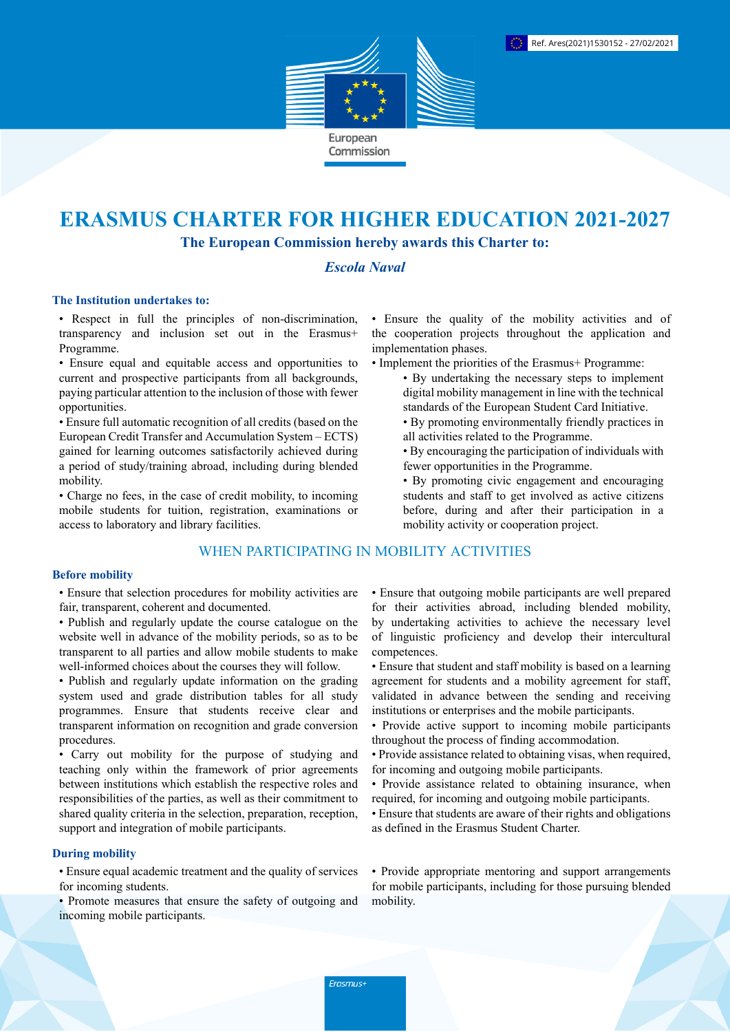Ref. Ares(2021)1530152 - 27/02/2021

European Commission

# ERASMUS CHARTER FOR HIGHER EDUCATION 2021-2027

**The European Commission hereby awards this Charter to:**

***Escola Naval***

### The Institution undertakes to:

- Respect in full the principles of non-discrimination, transparency and inclusion set out in the Erasmus+ Programme.
- Ensure equal and equitable access and opportunities to current and prospective participants from all backgrounds, paying particular attention to the inclusion of those with fewer opportunities.
- Ensure full automatic recognition of all credits (based on the European Credit Transfer and Accumulation System – ECTS) gained for learning outcomes satisfactorily achieved during a period of study/training abroad, including during blended mobility.
- Charge no fees, in the case of credit mobility, to incoming mobile students for tuition, registration, examinations or access to laboratory and library facilities.
- Ensure the quality of the mobility activities and of the cooperation projects throughout the application and implementation phases.
- Implement the priorities of the Erasmus+ Programme:
  - By undertaking the necessary steps to implement digital mobility management in line with the technical standards of the European Student Card Initiative.
  - By promoting environmentally friendly practices in all activities related to the Programme.
  - By encouraging the participation of individuals with fewer opportunities in the Programme.
  - By promoting civic engagement and encouraging students and staff to get involved as active citizens before, during and after their participation in a mobility activity or cooperation project.

## WHEN PARTICIPATING IN MOBILITY ACTIVITIES

### Before mobility

- Ensure that selection procedures for mobility activities are fair, transparent, coherent and documented.
- Publish and regularly update the course catalogue on the website well in advance of the mobility periods, so as to be transparent to all parties and allow mobile students to make well-informed choices about the courses they will follow.
- Publish and regularly update information on the grading system used and grade distribution tables for all study programmes. Ensure that students receive clear and transparent information on recognition and grade conversion procedures.
- Carry out mobility for the purpose of studying and teaching only within the framework of prior agreements between institutions which establish the respective roles and responsibilities of the parties, as well as their commitment to shared quality criteria in the selection, preparation, reception, support and integration of mobile participants.
- Ensure that outgoing mobile participants are well prepared for their activities abroad, including blended mobility, by undertaking activities to achieve the necessary level of linguistic proficiency and develop their intercultural competences.
- Ensure that student and staff mobility is based on a learning agreement for students and a mobility agreement for staff, validated in advance between the sending and receiving institutions or enterprises and the mobile participants.
- Provide active support to incoming mobile participants throughout the process of finding accommodation.
- Provide assistance related to obtaining visas, when required, for incoming and outgoing mobile participants.
- Provide assistance related to obtaining insurance, when required, for incoming and outgoing mobile participants.
- Ensure that students are aware of their rights and obligations as defined in the Erasmus Student Charter.

### During mobility

- Ensure equal academic treatment and the quality of services for incoming students.
- Promote measures that ensure the safety of outgoing and incoming mobile participants.
- Provide appropriate mentoring and support arrangements for mobile participants, including for those pursuing blended mobility.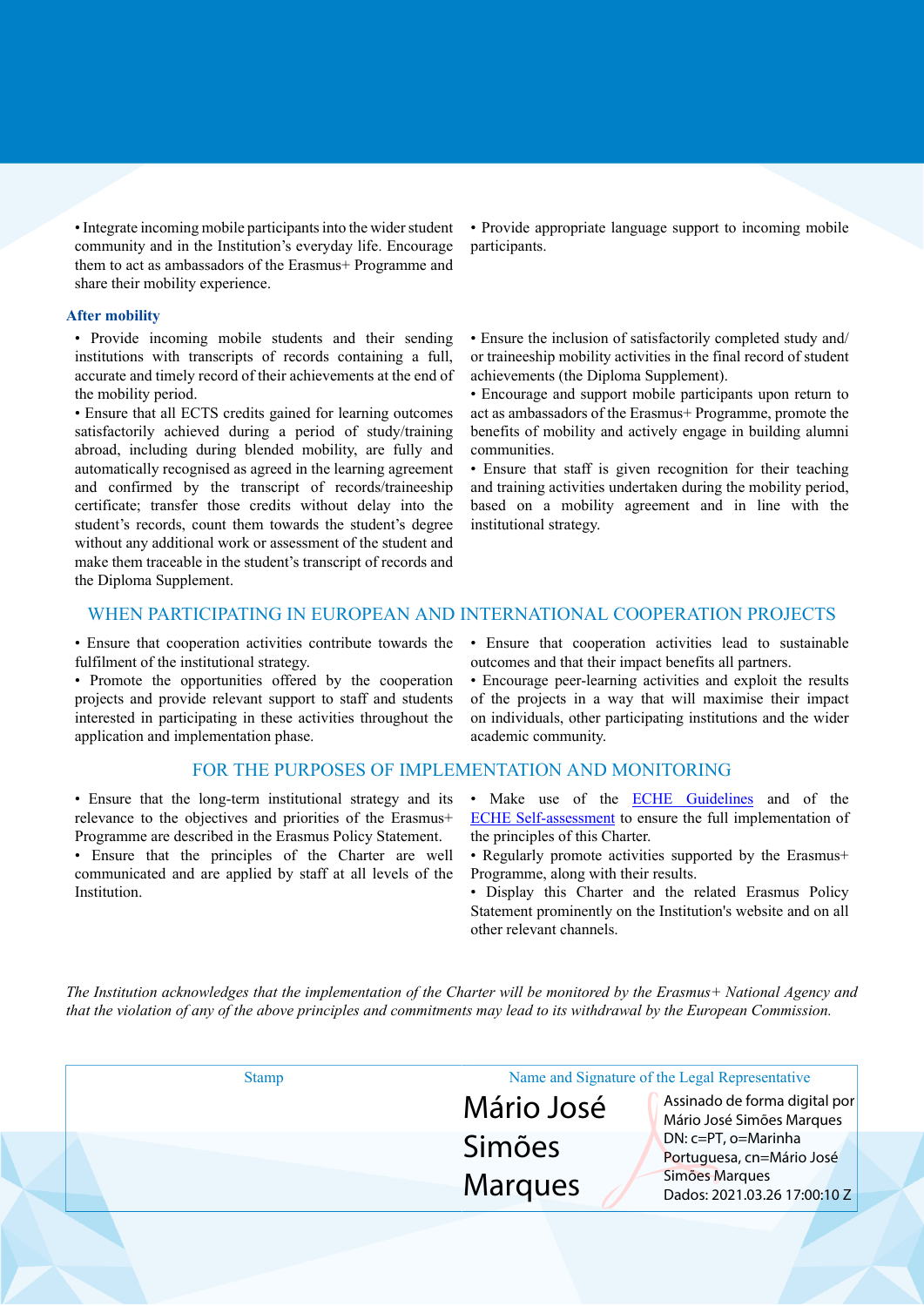- Integrate incoming mobile participants into the wider student community and in the Institution's everyday life. Encourage them to act as ambassadors of the Erasmus+ Programme and share their mobility experience.
- Provide appropriate language support to incoming mobile participants.

### After mobility

- Provide incoming mobile students and their sending institutions with transcripts of records containing a full, accurate and timely record of their achievements at the end of the mobility period.
- Ensure that all ECTS credits gained for learning outcomes satisfactorily achieved during a period of study/training abroad, including during blended mobility, are fully and automatically recognised as agreed in the learning agreement and confirmed by the transcript of records/traineeship certificate; transfer those credits without delay into the student's records, count them towards the student's degree without any additional work or assessment of the student and make them traceable in the student's transcript of records and the Diploma Supplement.
- Ensure the inclusion of satisfactorily completed study and/ or traineeship mobility activities in the final record of student achievements (the Diploma Supplement).
- Encourage and support mobile participants upon return to act as ambassadors of the Erasmus+ Programme, promote the benefits of mobility and actively engage in building alumni communities.
- Ensure that staff is given recognition for their teaching and training activities undertaken during the mobility period, based on a mobility agreement and in line with the institutional strategy.

## WHEN PARTICIPATING IN EUROPEAN AND INTERNATIONAL COOPERATION PROJECTS

- Ensure that cooperation activities contribute towards the fulfilment of the institutional strategy.
- Promote the opportunities offered by the cooperation projects and provide relevant support to staff and students interested in participating in these activities throughout the application and implementation phase.
- Ensure that cooperation activities lead to sustainable outcomes and that their impact benefits all partners.
- Encourage peer-learning activities and exploit the results of the projects in a way that will maximise their impact on individuals, other participating institutions and the wider academic community.

## FOR THE PURPOSES OF IMPLEMENTATION AND MONITORING

- Ensure that the long-term institutional strategy and its relevance to the objectives and priorities of the Erasmus+ Programme are described in the Erasmus Policy Statement.
- Ensure that the principles of the Charter are well communicated and are applied by staff at all levels of the Institution.
- Make use of the ECHE Guidelines and of the ECHE Self-assessment to ensure the full implementation of the principles of this Charter.
- Regularly promote activities supported by the Erasmus+ Programme, along with their results.
- Display this Charter and the related Erasmus Policy Statement prominently on the Institution's website and on all other relevant channels.

*The Institution acknowledges that the implementation of the Charter will be monitored by the Erasmus+ National Agency and that the violation of any of the above principles and commitments may lead to its withdrawal by the European Commission.*

| Stamp | Name and Signature of the Legal Representative |
|---|---|
| | Mário José Simões Marques<br>Assinado de forma digital por Mário José Simões Marques<br>DN: c=PT, o=Marinha Portuguesa, cn=Mário José Simões Marques<br>Dados: 2021.03.26 17:00:10 Z |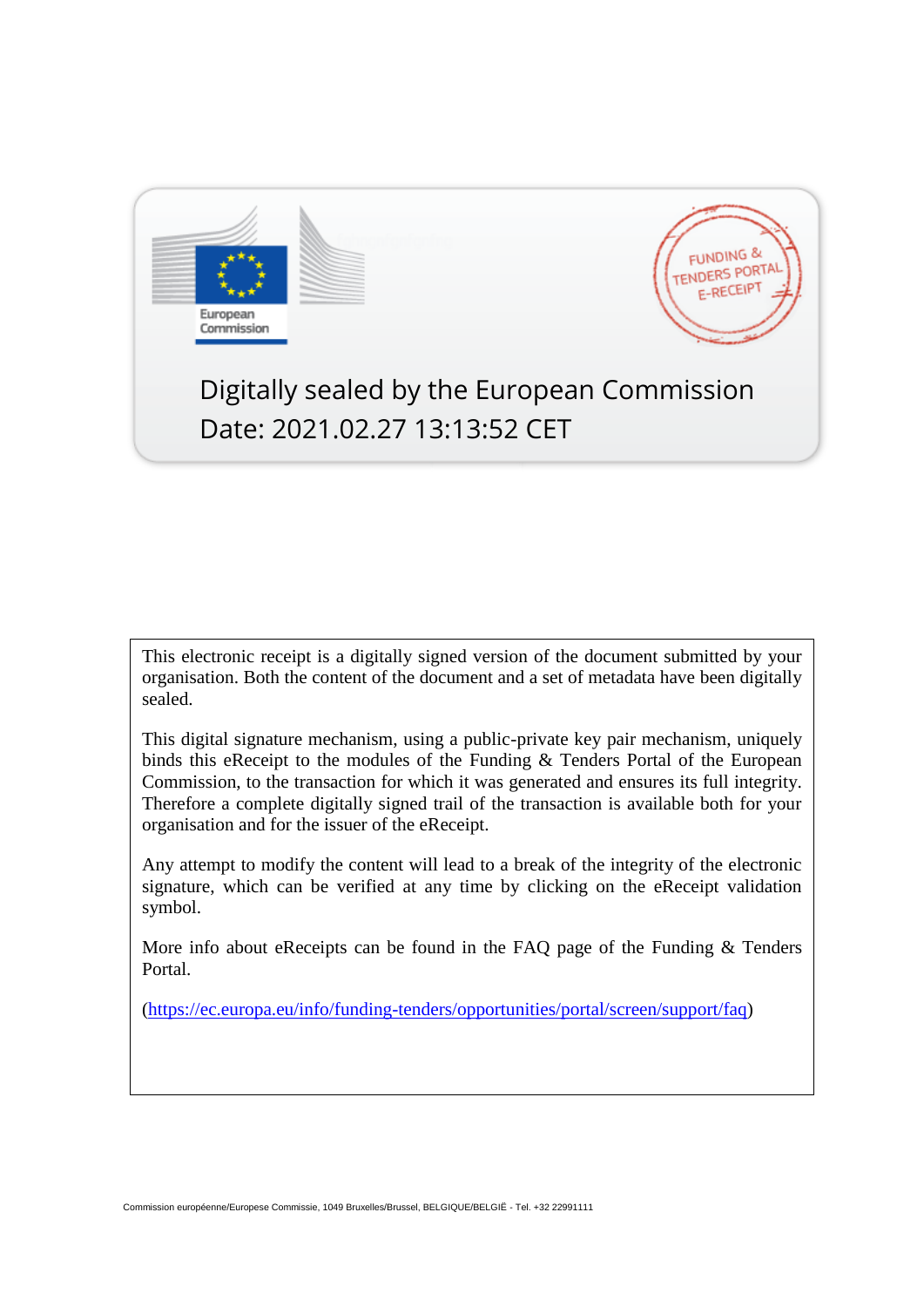European Commission

FUNDING & TENDERS PORTAL E-RECEIPT

Digitally sealed by the European Commission
Date: 2021.02.27 13:13:52 CET

This electronic receipt is a digitally signed version of the document submitted by your organisation. Both the content of the document and a set of metadata have been digitally sealed.

This digital signature mechanism, using a public-private key pair mechanism, uniquely binds this eReceipt to the modules of the Funding & Tenders Portal of the European Commission, to the transaction for which it was generated and ensures its full integrity. Therefore a complete digitally signed trail of the transaction is available both for your organisation and for the issuer of the eReceipt.

Any attempt to modify the content will lead to a break of the integrity of the electronic signature, which can be verified at any time by clicking on the eReceipt validation symbol.

More info about eReceipts can be found in the FAQ page of the Funding & Tenders Portal.

(https://ec.europa.eu/info/funding-tenders/opportunities/portal/screen/support/faq)

Commission européenne/Europese Commissie, 1049 Bruxelles/Brussel, BELGIQUE/BELGIË - Tel. +32 22991111